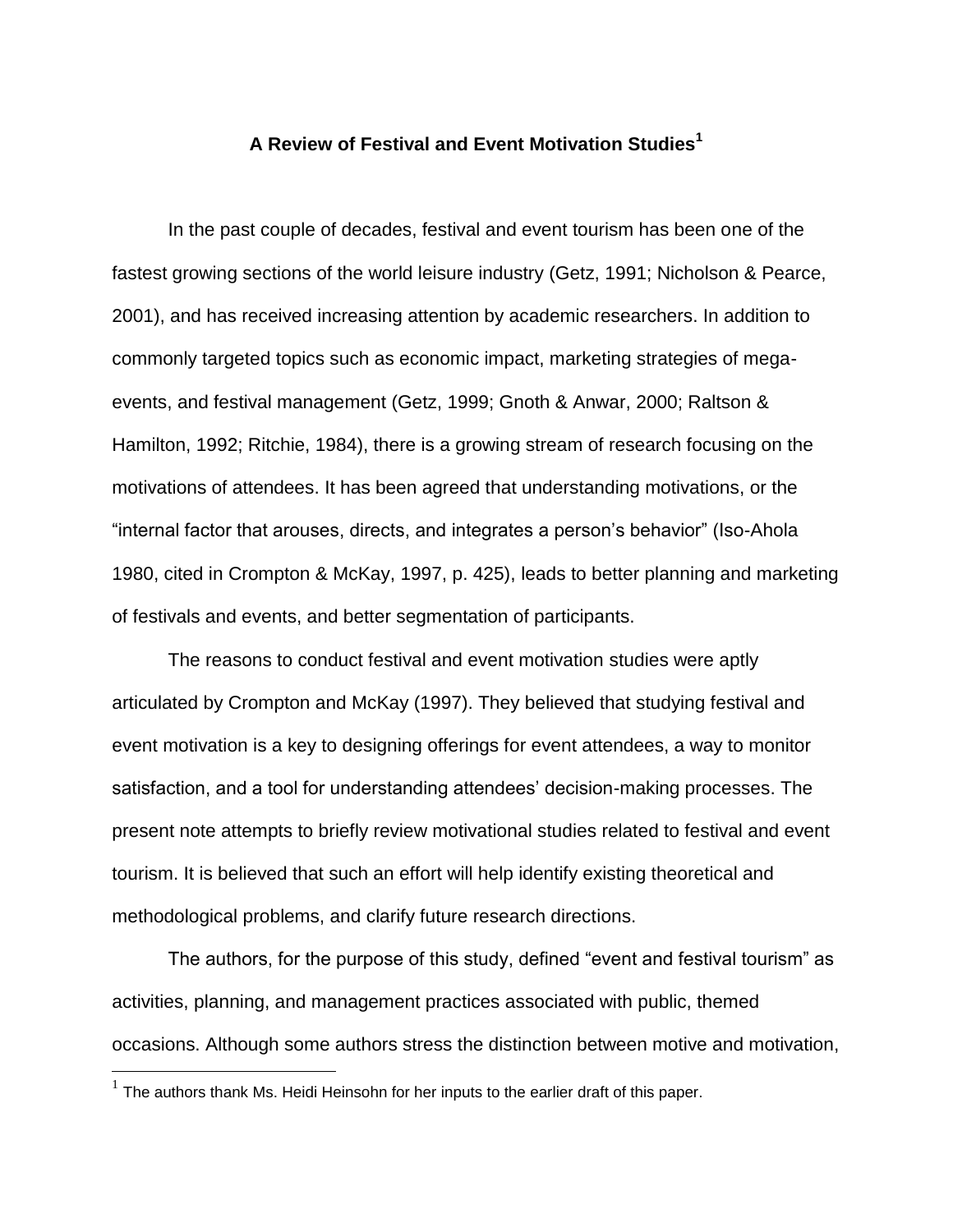# A Review of Festival and Event Motivation Studies[1]

In the past couple of decades, festival and event tourism has been one of the fastest growing sections of the world leisure industry (Getz, 1991; Nicholson & Pearce, 2001), and has received increasing attention by academic researchers. In addition to commonly targeted topics such as economic impact, marketing strategies of mega-events, and festival management (Getz, 1999; Gnoth & Anwar, 2000; Raltson & Hamilton, 1992; Ritchie, 1984), there is a growing stream of research focusing on the motivations of attendees. It has been agreed that understanding motivations, or the "internal factor that arouses, directs, and integrates a person's behavior" (Iso-Ahola 1980, cited in Crompton & McKay, 1997, p. 425), leads to better planning and marketing of festivals and events, and better segmentation of participants.

The reasons to conduct festival and event motivation studies were aptly articulated by Crompton and McKay (1997). They believed that studying festival and event motivation is a key to designing offerings for event attendees, a way to monitor satisfaction, and a tool for understanding attendees' decision-making processes. The present note attempts to briefly review motivational studies related to festival and event tourism. It is believed that such an effort will help identify existing theoretical and methodological problems, and clarify future research directions.

The authors, for the purpose of this study, defined "event and festival tourism" as activities, planning, and management practices associated with public, themed occasions. Although some authors stress the distinction between motive and motivation,

[1] The authors thank Ms. Heidi Heinsohn for her inputs to the earlier draft of this paper.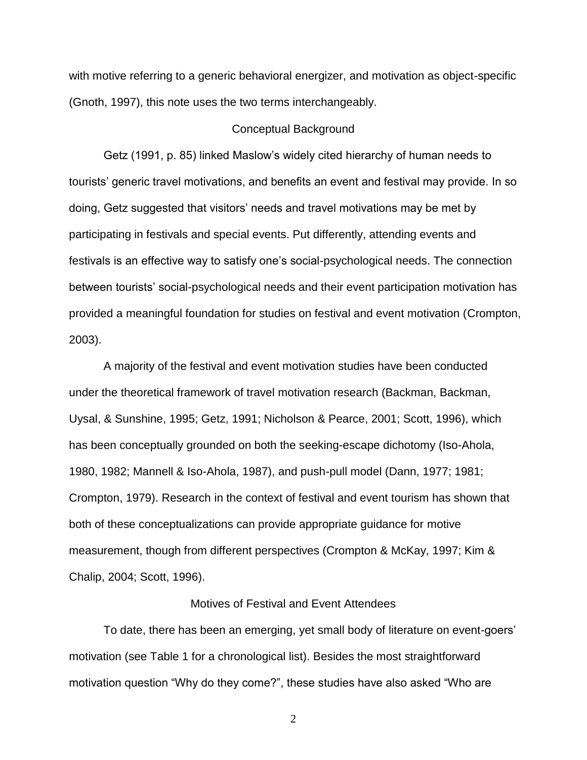with motive referring to a generic behavioral energizer, and motivation as object-specific (Gnoth, 1997), this note uses the two terms interchangeably.

## Conceptual Background

Getz (1991, p. 85) linked Maslow's widely cited hierarchy of human needs to tourists' generic travel motivations, and benefits an event and festival may provide. In so doing, Getz suggested that visitors' needs and travel motivations may be met by participating in festivals and special events. Put differently, attending events and festivals is an effective way to satisfy one's social-psychological needs. The connection between tourists' social-psychological needs and their event participation motivation has provided a meaningful foundation for studies on festival and event motivation (Crompton, 2003).

A majority of the festival and event motivation studies have been conducted under the theoretical framework of travel motivation research (Backman, Backman, Uysal, & Sunshine, 1995; Getz, 1991; Nicholson & Pearce, 2001; Scott, 1996), which has been conceptually grounded on both the seeking-escape dichotomy (Iso-Ahola, 1980, 1982; Mannell & Iso-Ahola, 1987), and push-pull model (Dann, 1977; 1981; Crompton, 1979). Research in the context of festival and event tourism has shown that both of these conceptualizations can provide appropriate guidance for motive measurement, though from different perspectives (Crompton & McKay, 1997; Kim & Chalip, 2004; Scott, 1996).

## Motives of Festival and Event Attendees

To date, there has been an emerging, yet small body of literature on event-goers' motivation (see Table 1 for a chronological list). Besides the most straightforward motivation question "Why do they come?", these studies have also asked "Who are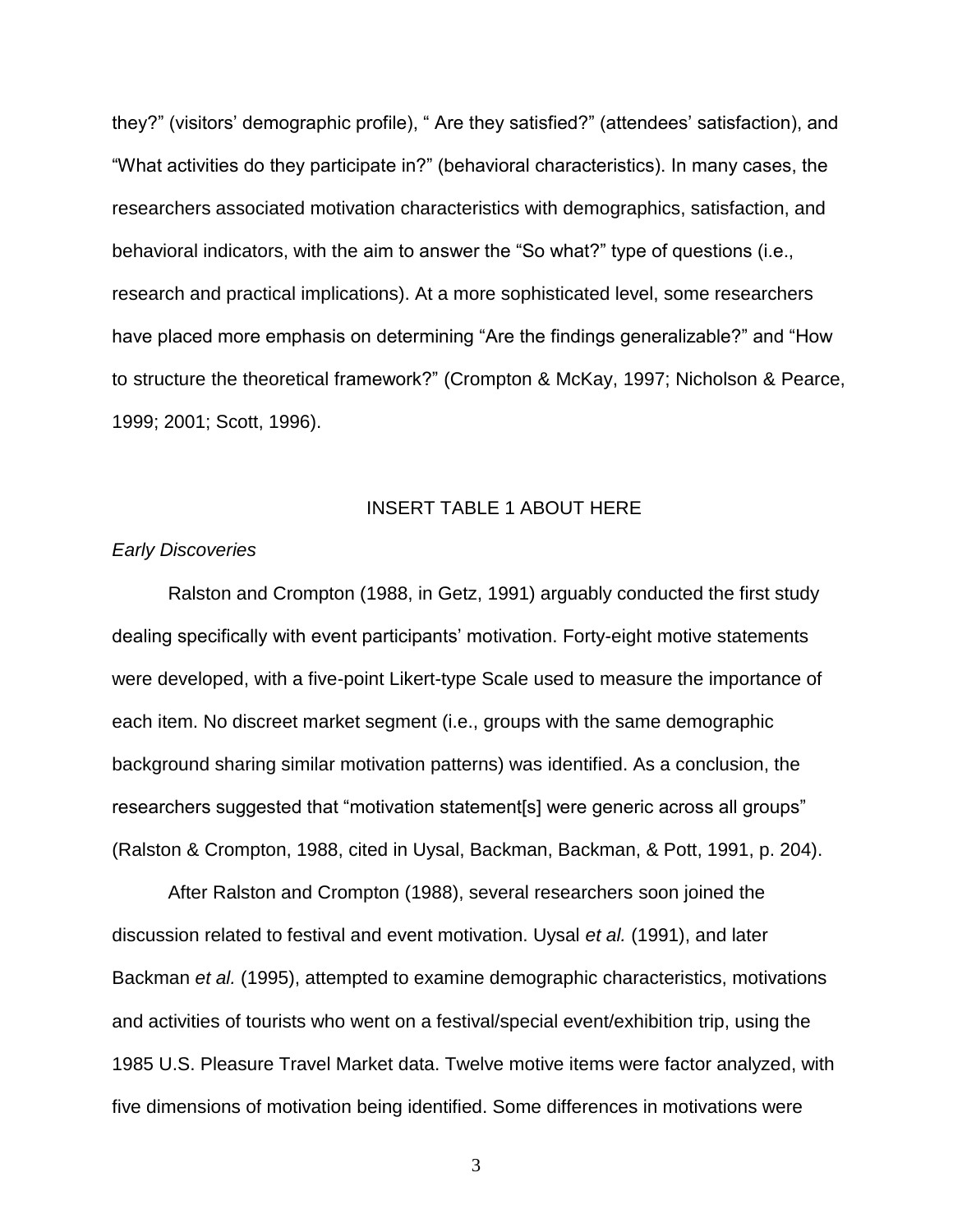they?" (visitors' demographic profile), " Are they satisfied?" (attendees' satisfaction), and "What activities do they participate in?" (behavioral characteristics). In many cases, the researchers associated motivation characteristics with demographics, satisfaction, and behavioral indicators, with the aim to answer the "So what?" type of questions (i.e., research and practical implications). At a more sophisticated level, some researchers have placed more emphasis on determining "Are the findings generalizable?" and "How to structure the theoretical framework?" (Crompton & McKay, 1997; Nicholson & Pearce, 1999; 2001; Scott, 1996).

INSERT TABLE 1 ABOUT HERE

*Early Discoveries*

Ralston and Crompton (1988, in Getz, 1991) arguably conducted the first study dealing specifically with event participants' motivation. Forty-eight motive statements were developed, with a five-point Likert-type Scale used to measure the importance of each item. No discreet market segment (i.e., groups with the same demographic background sharing similar motivation patterns) was identified. As a conclusion, the researchers suggested that "motivation statement[s] were generic across all groups" (Ralston & Crompton, 1988, cited in Uysal, Backman, Backman, & Pott, 1991, p. 204).

After Ralston and Crompton (1988), several researchers soon joined the discussion related to festival and event motivation. Uysal *et al.* (1991), and later Backman *et al.* (1995), attempted to examine demographic characteristics, motivations and activities of tourists who went on a festival/special event/exhibition trip, using the 1985 U.S. Pleasure Travel Market data. Twelve motive items were factor analyzed, with five dimensions of motivation being identified. Some differences in motivations were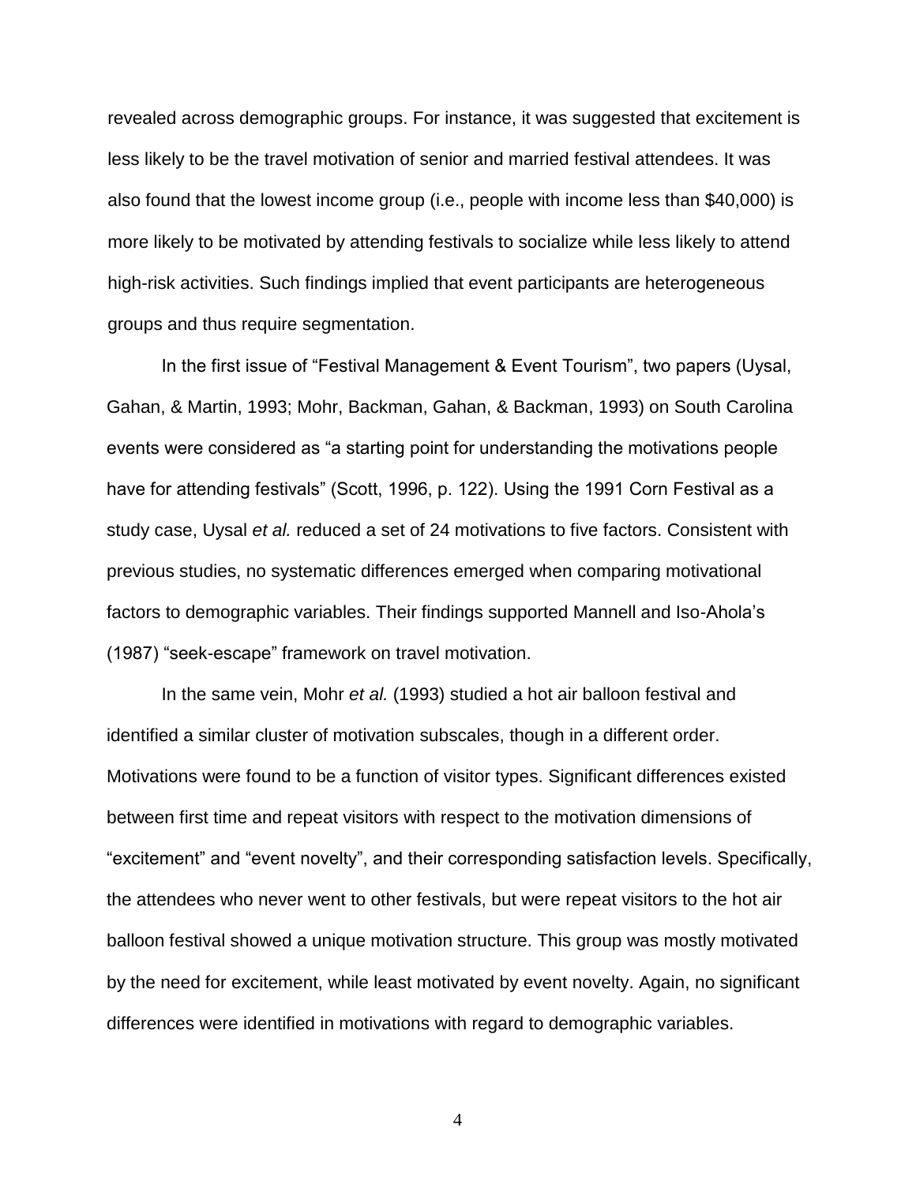revealed across demographic groups. For instance, it was suggested that excitement is less likely to be the travel motivation of senior and married festival attendees. It was also found that the lowest income group (i.e., people with income less than $40,000) is more likely to be motivated by attending festivals to socialize while less likely to attend high-risk activities. Such findings implied that event participants are heterogeneous groups and thus require segmentation.

In the first issue of "Festival Management & Event Tourism", two papers (Uysal, Gahan, & Martin, 1993; Mohr, Backman, Gahan, & Backman, 1993) on South Carolina events were considered as "a starting point for understanding the motivations people have for attending festivals" (Scott, 1996, p. 122). Using the 1991 Corn Festival as a study case, Uysal *et al.* reduced a set of 24 motivations to five factors. Consistent with previous studies, no systematic differences emerged when comparing motivational factors to demographic variables. Their findings supported Mannell and Iso-Ahola's (1987) "seek-escape" framework on travel motivation.

In the same vein, Mohr *et al.* (1993) studied a hot air balloon festival and identified a similar cluster of motivation subscales, though in a different order. Motivations were found to be a function of visitor types. Significant differences existed between first time and repeat visitors with respect to the motivation dimensions of "excitement" and "event novelty", and their corresponding satisfaction levels. Specifically, the attendees who never went to other festivals, but were repeat visitors to the hot air balloon festival showed a unique motivation structure. This group was mostly motivated by the need for excitement, while least motivated by event novelty. Again, no significant differences were identified in motivations with regard to demographic variables.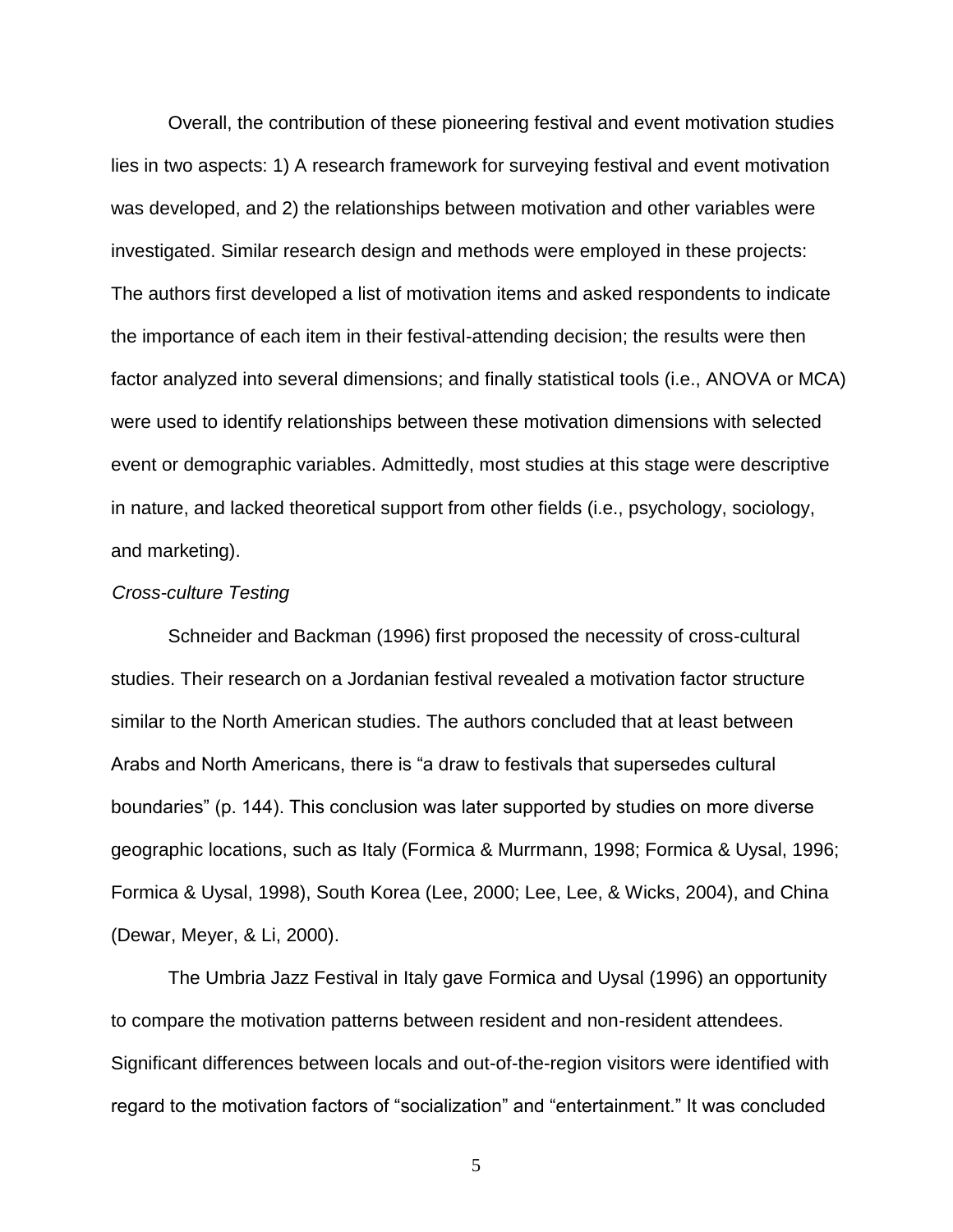Overall, the contribution of these pioneering festival and event motivation studies lies in two aspects: 1) A research framework for surveying festival and event motivation was developed, and 2) the relationships between motivation and other variables were investigated. Similar research design and methods were employed in these projects: The authors first developed a list of motivation items and asked respondents to indicate the importance of each item in their festival-attending decision; the results were then factor analyzed into several dimensions; and finally statistical tools (i.e., ANOVA or MCA) were used to identify relationships between these motivation dimensions with selected event or demographic variables. Admittedly, most studies at this stage were descriptive in nature, and lacked theoretical support from other fields (i.e., psychology, sociology, and marketing).

*Cross-culture Testing*

Schneider and Backman (1996) first proposed the necessity of cross-cultural studies. Their research on a Jordanian festival revealed a motivation factor structure similar to the North American studies. The authors concluded that at least between Arabs and North Americans, there is "a draw to festivals that supersedes cultural boundaries" (p. 144). This conclusion was later supported by studies on more diverse geographic locations, such as Italy (Formica & Murrmann, 1998; Formica & Uysal, 1996; Formica & Uysal, 1998), South Korea (Lee, 2000; Lee, Lee, & Wicks, 2004), and China (Dewar, Meyer, & Li, 2000).

The Umbria Jazz Festival in Italy gave Formica and Uysal (1996) an opportunity to compare the motivation patterns between resident and non-resident attendees. Significant differences between locals and out-of-the-region visitors were identified with regard to the motivation factors of "socialization" and "entertainment." It was concluded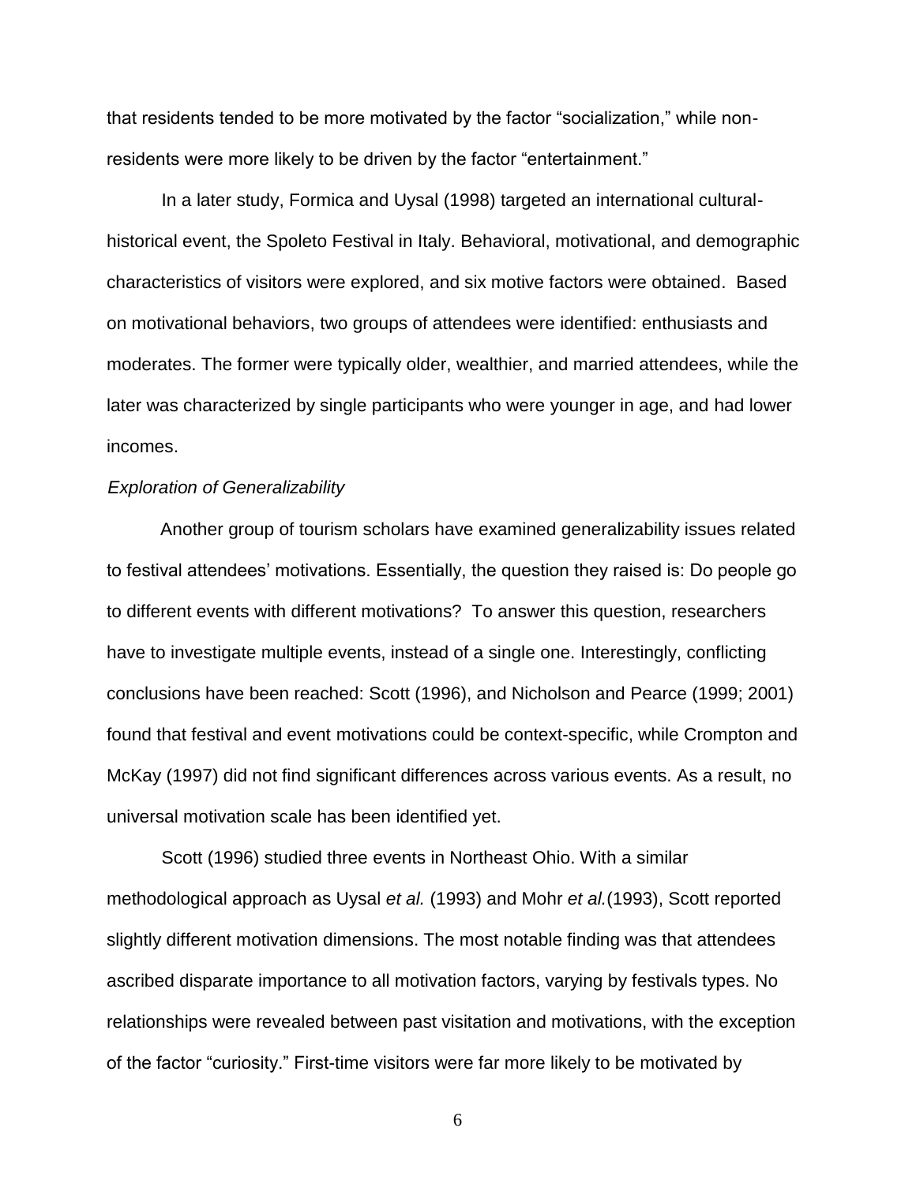that residents tended to be more motivated by the factor "socialization," while non-residents were more likely to be driven by the factor "entertainment."

In a later study, Formica and Uysal (1998) targeted an international cultural-historical event, the Spoleto Festival in Italy. Behavioral, motivational, and demographic characteristics of visitors were explored, and six motive factors were obtained. Based on motivational behaviors, two groups of attendees were identified: enthusiasts and moderates. The former were typically older, wealthier, and married attendees, while the later was characterized by single participants who were younger in age, and had lower incomes.

*Exploration of Generalizability*

Another group of tourism scholars have examined generalizability issues related to festival attendees' motivations. Essentially, the question they raised is: Do people go to different events with different motivations? To answer this question, researchers have to investigate multiple events, instead of a single one. Interestingly, conflicting conclusions have been reached: Scott (1996), and Nicholson and Pearce (1999; 2001) found that festival and event motivations could be context-specific, while Crompton and McKay (1997) did not find significant differences across various events. As a result, no universal motivation scale has been identified yet.

Scott (1996) studied three events in Northeast Ohio. With a similar methodological approach as Uysal *et al.* (1993) and Mohr *et al.*(1993), Scott reported slightly different motivation dimensions. The most notable finding was that attendees ascribed disparate importance to all motivation factors, varying by festivals types. No relationships were revealed between past visitation and motivations, with the exception of the factor "curiosity." First-time visitors were far more likely to be motivated by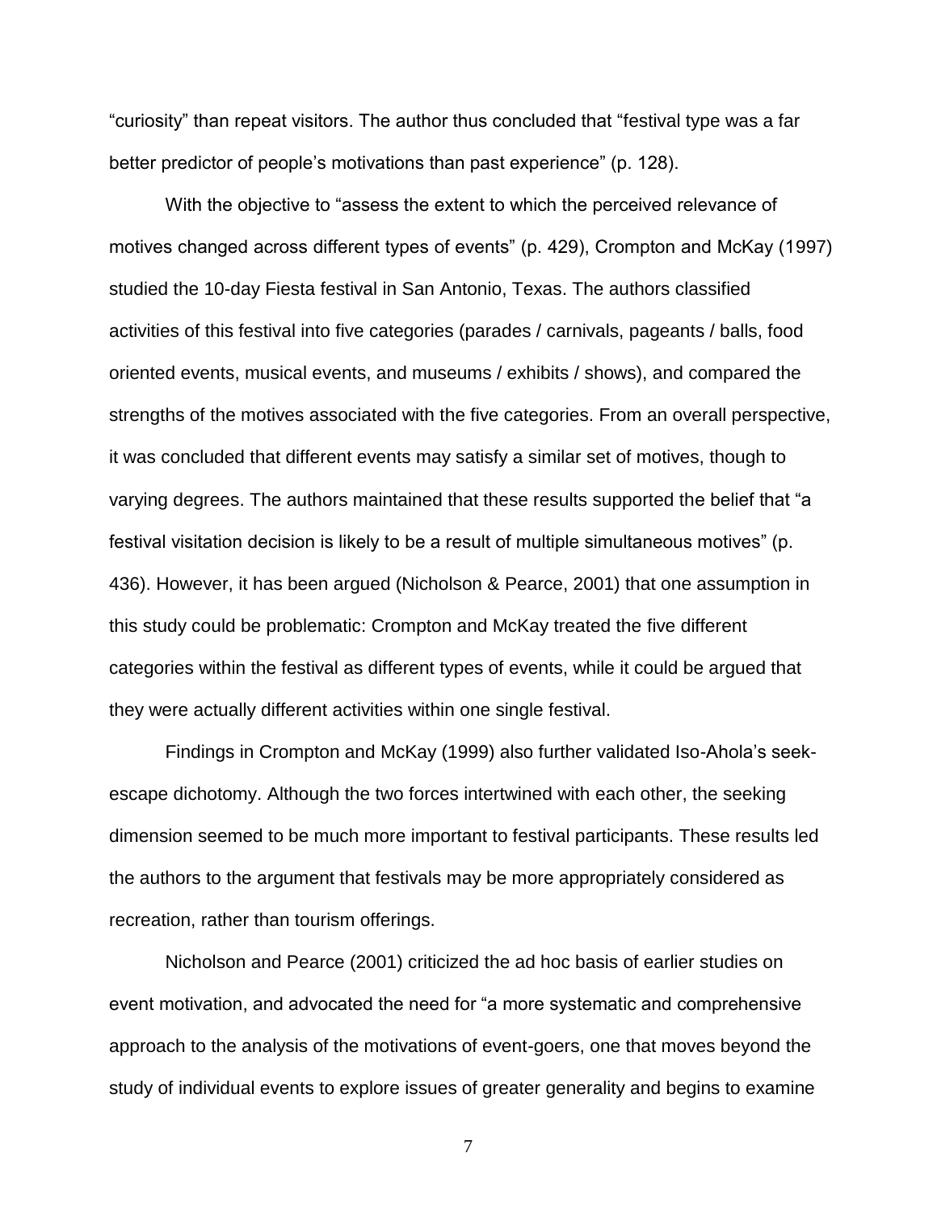"curiosity" than repeat visitors. The author thus concluded that "festival type was a far better predictor of people's motivations than past experience" (p. 128).

With the objective to "assess the extent to which the perceived relevance of motives changed across different types of events" (p. 429), Crompton and McKay (1997) studied the 10-day Fiesta festival in San Antonio, Texas. The authors classified activities of this festival into five categories (parades / carnivals, pageants / balls, food oriented events, musical events, and museums / exhibits / shows), and compared the strengths of the motives associated with the five categories. From an overall perspective, it was concluded that different events may satisfy a similar set of motives, though to varying degrees. The authors maintained that these results supported the belief that "a festival visitation decision is likely to be a result of multiple simultaneous motives" (p. 436). However, it has been argued (Nicholson & Pearce, 2001) that one assumption in this study could be problematic: Crompton and McKay treated the five different categories within the festival as different types of events, while it could be argued that they were actually different activities within one single festival.

Findings in Crompton and McKay (1999) also further validated Iso-Ahola's seek-escape dichotomy. Although the two forces intertwined with each other, the seeking dimension seemed to be much more important to festival participants. These results led the authors to the argument that festivals may be more appropriately considered as recreation, rather than tourism offerings.

Nicholson and Pearce (2001) criticized the ad hoc basis of earlier studies on event motivation, and advocated the need for "a more systematic and comprehensive approach to the analysis of the motivations of event-goers, one that moves beyond the study of individual events to explore issues of greater generality and begins to examine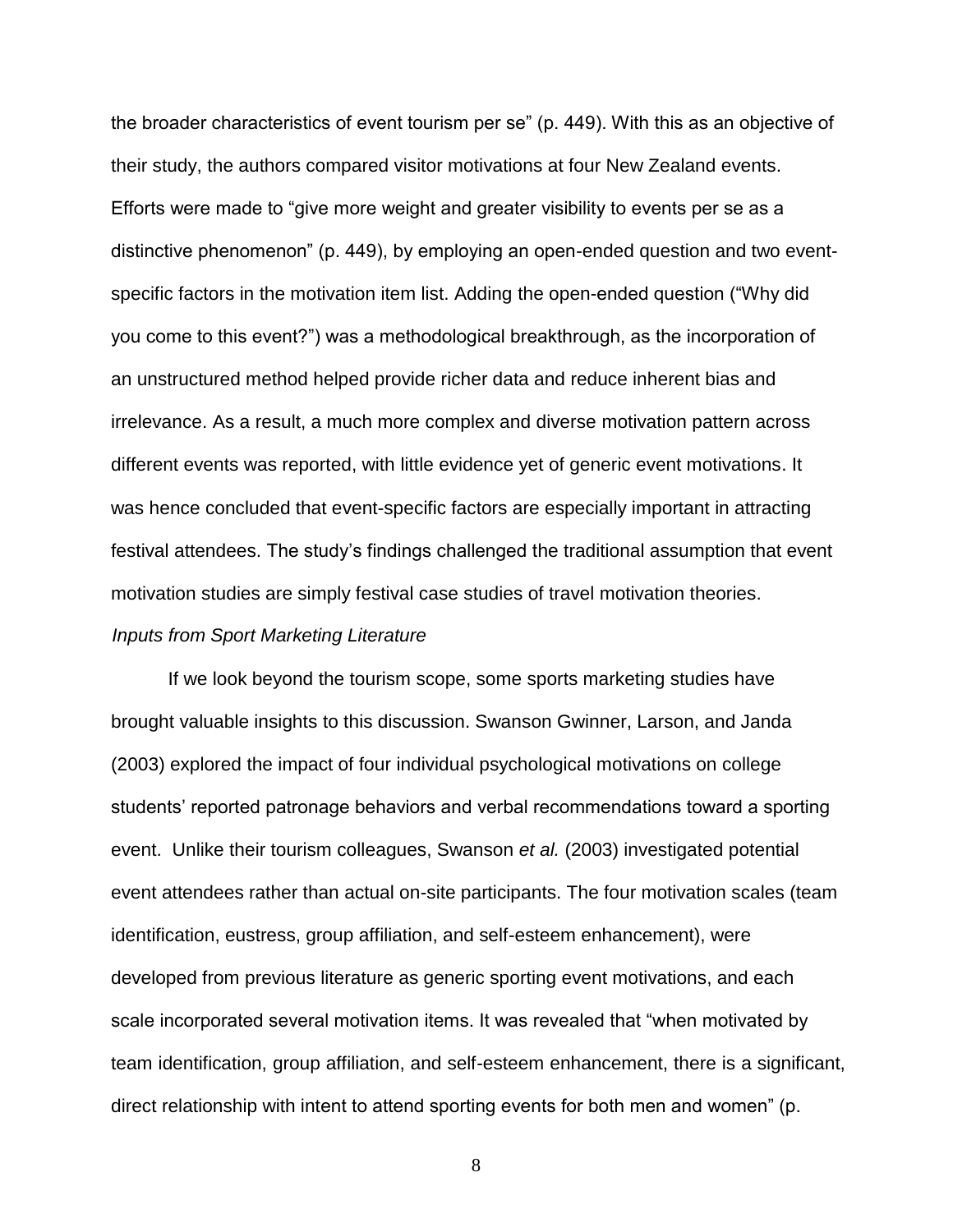the broader characteristics of event tourism per se" (p. 449). With this as an objective of their study, the authors compared visitor motivations at four New Zealand events. Efforts were made to "give more weight and greater visibility to events per se as a distinctive phenomenon" (p. 449), by employing an open-ended question and two event-specific factors in the motivation item list. Adding the open-ended question ("Why did you come to this event?") was a methodological breakthrough, as the incorporation of an unstructured method helped provide richer data and reduce inherent bias and irrelevance. As a result, a much more complex and diverse motivation pattern across different events was reported, with little evidence yet of generic event motivations. It was hence concluded that event-specific factors are especially important in attracting festival attendees. The study's findings challenged the traditional assumption that event motivation studies are simply festival case studies of travel motivation theories.

*Inputs from Sport Marketing Literature*

If we look beyond the tourism scope, some sports marketing studies have brought valuable insights to this discussion. Swanson Gwinner, Larson, and Janda (2003) explored the impact of four individual psychological motivations on college students' reported patronage behaviors and verbal recommendations toward a sporting event. Unlike their tourism colleagues, Swanson *et al.* (2003) investigated potential event attendees rather than actual on-site participants. The four motivation scales (team identification, eustress, group affiliation, and self-esteem enhancement), were developed from previous literature as generic sporting event motivations, and each scale incorporated several motivation items. It was revealed that "when motivated by team identification, group affiliation, and self-esteem enhancement, there is a significant, direct relationship with intent to attend sporting events for both men and women" (p.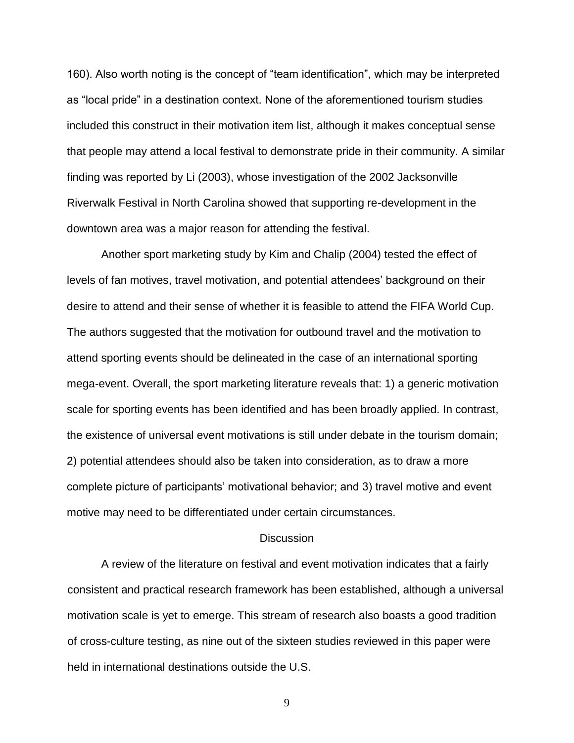160). Also worth noting is the concept of "team identification", which may be interpreted as "local pride" in a destination context. None of the aforementioned tourism studies included this construct in their motivation item list, although it makes conceptual sense that people may attend a local festival to demonstrate pride in their community. A similar finding was reported by Li (2003), whose investigation of the 2002 Jacksonville Riverwalk Festival in North Carolina showed that supporting re-development in the downtown area was a major reason for attending the festival.

Another sport marketing study by Kim and Chalip (2004) tested the effect of levels of fan motives, travel motivation, and potential attendees' background on their desire to attend and their sense of whether it is feasible to attend the FIFA World Cup. The authors suggested that the motivation for outbound travel and the motivation to attend sporting events should be delineated in the case of an international sporting mega-event. Overall, the sport marketing literature reveals that: 1) a generic motivation scale for sporting events has been identified and has been broadly applied. In contrast, the existence of universal event motivations is still under debate in the tourism domain; 2) potential attendees should also be taken into consideration, as to draw a more complete picture of participants' motivational behavior; and 3) travel motive and event motive may need to be differentiated under certain circumstances.

## Discussion

A review of the literature on festival and event motivation indicates that a fairly consistent and practical research framework has been established, although a universal motivation scale is yet to emerge. This stream of research also boasts a good tradition of cross-culture testing, as nine out of the sixteen studies reviewed in this paper were held in international destinations outside the U.S.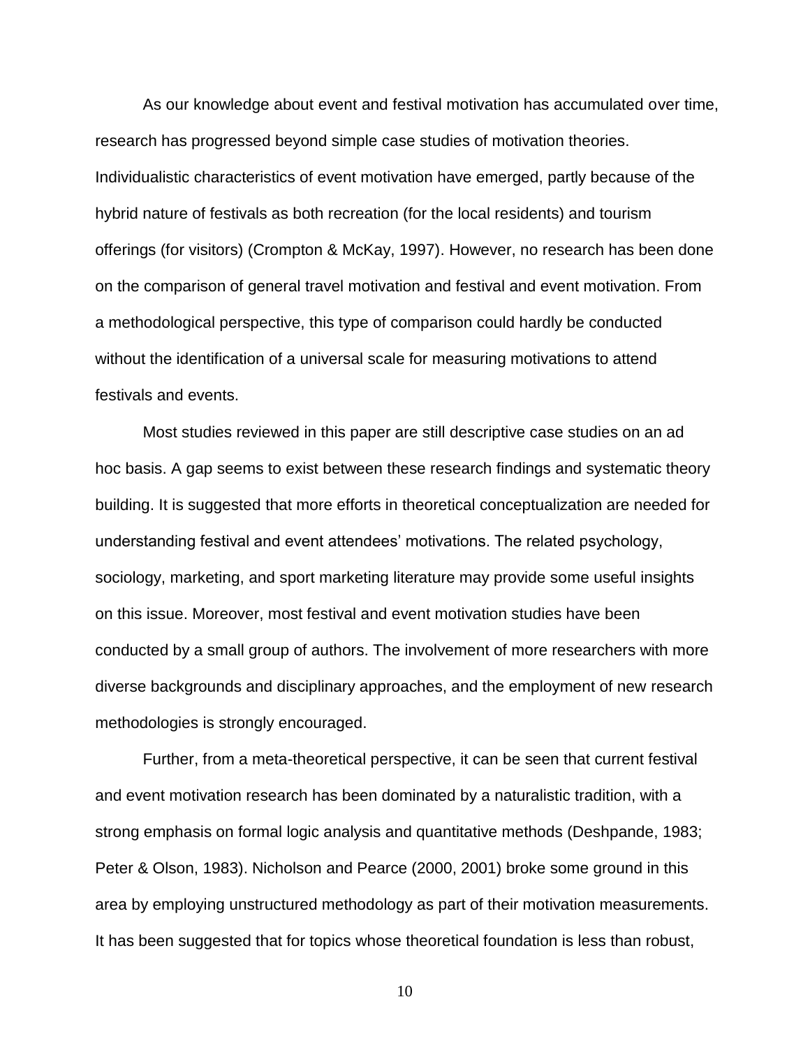As our knowledge about event and festival motivation has accumulated over time, research has progressed beyond simple case studies of motivation theories. Individualistic characteristics of event motivation have emerged, partly because of the hybrid nature of festivals as both recreation (for the local residents) and tourism offerings (for visitors) (Crompton & McKay, 1997). However, no research has been done on the comparison of general travel motivation and festival and event motivation. From a methodological perspective, this type of comparison could hardly be conducted without the identification of a universal scale for measuring motivations to attend festivals and events.

Most studies reviewed in this paper are still descriptive case studies on an ad hoc basis. A gap seems to exist between these research findings and systematic theory building. It is suggested that more efforts in theoretical conceptualization are needed for understanding festival and event attendees' motivations. The related psychology, sociology, marketing, and sport marketing literature may provide some useful insights on this issue. Moreover, most festival and event motivation studies have been conducted by a small group of authors. The involvement of more researchers with more diverse backgrounds and disciplinary approaches, and the employment of new research methodologies is strongly encouraged.

Further, from a meta-theoretical perspective, it can be seen that current festival and event motivation research has been dominated by a naturalistic tradition, with a strong emphasis on formal logic analysis and quantitative methods (Deshpande, 1983; Peter & Olson, 1983). Nicholson and Pearce (2000, 2001) broke some ground in this area by employing unstructured methodology as part of their motivation measurements. It has been suggested that for topics whose theoretical foundation is less than robust,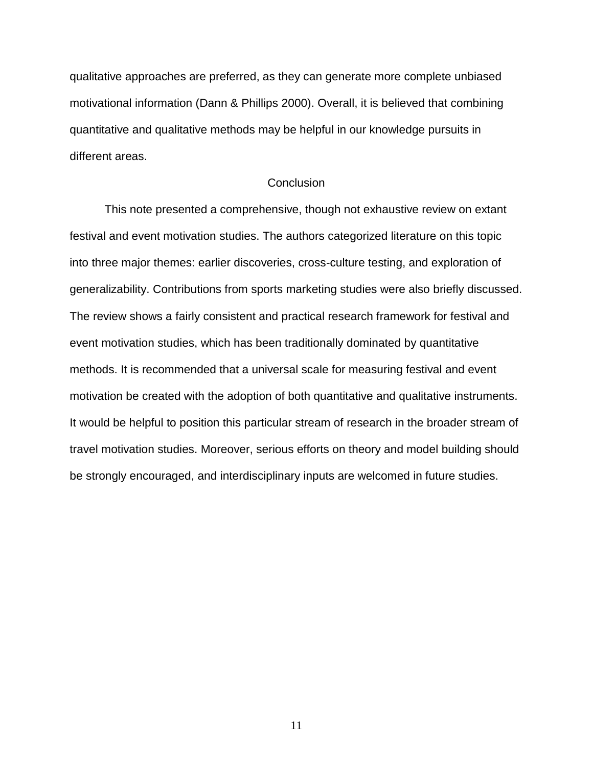qualitative approaches are preferred, as they can generate more complete unbiased motivational information (Dann & Phillips 2000). Overall, it is believed that combining quantitative and qualitative methods may be helpful in our knowledge pursuits in different areas.

## Conclusion

This note presented a comprehensive, though not exhaustive review on extant festival and event motivation studies. The authors categorized literature on this topic into three major themes: earlier discoveries, cross-culture testing, and exploration of generalizability. Contributions from sports marketing studies were also briefly discussed. The review shows a fairly consistent and practical research framework for festival and event motivation studies, which has been traditionally dominated by quantitative methods. It is recommended that a universal scale for measuring festival and event motivation be created with the adoption of both quantitative and qualitative instruments. It would be helpful to position this particular stream of research in the broader stream of travel motivation studies. Moreover, serious efforts on theory and model building should be strongly encouraged, and interdisciplinary inputs are welcomed in future studies.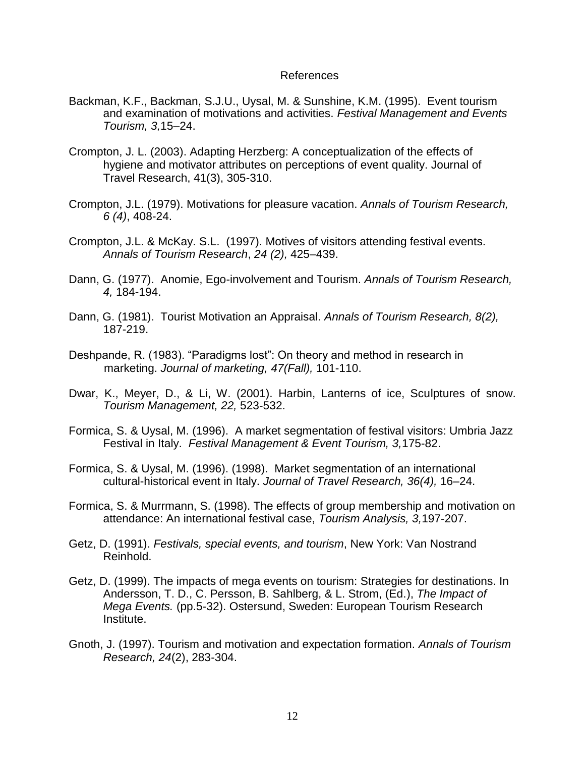# References

Backman, K.F., Backman, S.J.U., Uysal, M. & Sunshine, K.M. (1995). Event tourism and examination of motivations and activities. *Festival Management and Events Tourism, 3,*15–24.

Crompton, J. L. (2003). Adapting Herzberg: A conceptualization of the effects of hygiene and motivator attributes on perceptions of event quality. Journal of Travel Research, 41(3), 305-310.

Crompton, J.L. (1979). Motivations for pleasure vacation. *Annals of Tourism Research, 6 (4)*, 408-24.

Crompton, J.L. & McKay. S.L. (1997). Motives of visitors attending festival events. *Annals of Tourism Research*, *24 (2),* 425–439.

Dann, G. (1977). Anomie, Ego-involvement and Tourism. *Annals of Tourism Research, 4,* 184-194.

Dann, G. (1981). Tourist Motivation an Appraisal. *Annals of Tourism Research, 8(2),* 187-219.

Deshpande, R. (1983). "Paradigms lost": On theory and method in research in marketing. *Journal of marketing, 47(Fall),* 101-110.

Dwar, K., Meyer, D., & Li, W. (2001). Harbin, Lanterns of ice, Sculptures of snow. *Tourism Management, 22,* 523-532.

Formica, S. & Uysal, M. (1996). A market segmentation of festival visitors: Umbria Jazz Festival in Italy. *Festival Management & Event Tourism, 3,*175-82.

Formica, S. & Uysal, M. (1996). (1998). Market segmentation of an international cultural-historical event in Italy. *Journal of Travel Research, 36(4),* 16–24.

Formica, S. & Murrmann, S. (1998). The effects of group membership and motivation on attendance: An international festival case, *Tourism Analysis, 3,*197-207.

Getz, D. (1991). *Festivals, special events, and tourism*, New York: Van Nostrand Reinhold.

Getz, D. (1999). The impacts of mega events on tourism: Strategies for destinations. In Andersson, T. D., C. Persson, B. Sahlberg, & L. Strom, (Ed.), *The Impact of Mega Events.* (pp.5-32). Ostersund, Sweden: European Tourism Research Institute.

Gnoth, J. (1997). Tourism and motivation and expectation formation. *Annals of Tourism Research, 24*(2), 283-304.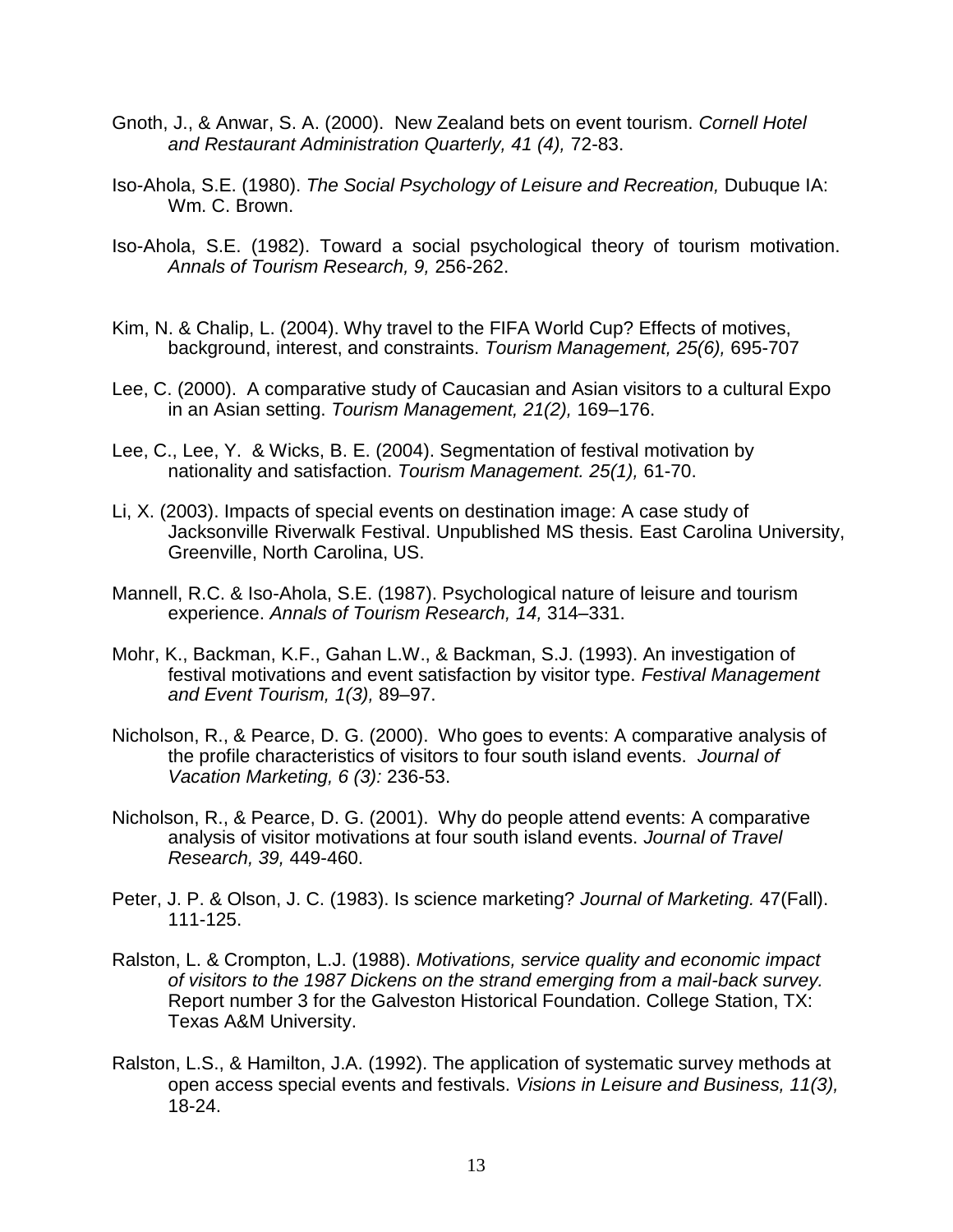Gnoth, J., & Anwar, S. A. (2000). New Zealand bets on event tourism. *Cornell Hotel and Restaurant Administration Quarterly, 41 (4),* 72-83.

Iso-Ahola, S.E. (1980). *The Social Psychology of Leisure and Recreation,* Dubuque IA: Wm. C. Brown.

Iso-Ahola, S.E. (1982). Toward a social psychological theory of tourism motivation. *Annals of Tourism Research, 9,* 256-262.

Kim, N. & Chalip, L. (2004). Why travel to the FIFA World Cup? Effects of motives, background, interest, and constraints. *Tourism Management, 25(6),* 695-707

Lee, C. (2000). A comparative study of Caucasian and Asian visitors to a cultural Expo in an Asian setting. *Tourism Management, 21(2),* 169–176.

Lee, C., Lee, Y. & Wicks, B. E. (2004). Segmentation of festival motivation by nationality and satisfaction. *Tourism Management. 25(1),* 61-70.

Li, X. (2003). Impacts of special events on destination image: A case study of Jacksonville Riverwalk Festival. Unpublished MS thesis. East Carolina University, Greenville, North Carolina, US.

Mannell, R.C. & Iso-Ahola, S.E. (1987). Psychological nature of leisure and tourism experience. *Annals of Tourism Research, 14,* 314–331.

Mohr, K., Backman, K.F., Gahan L.W., & Backman, S.J. (1993). An investigation of festival motivations and event satisfaction by visitor type. *Festival Management and Event Tourism, 1(3),* 89–97.

Nicholson, R., & Pearce, D. G. (2000). Who goes to events: A comparative analysis of the profile characteristics of visitors to four south island events. *Journal of Vacation Marketing, 6 (3):* 236-53.

Nicholson, R., & Pearce, D. G. (2001). Why do people attend events: A comparative analysis of visitor motivations at four south island events. *Journal of Travel Research, 39,* 449-460.

Peter, J. P. & Olson, J. C. (1983). Is science marketing? *Journal of Marketing.* 47(Fall). 111-125.

Ralston, L. & Crompton, L.J. (1988). *Motivations, service quality and economic impact of visitors to the 1987 Dickens on the strand emerging from a mail-back survey.* Report number 3 for the Galveston Historical Foundation. College Station, TX: Texas A&M University.

Ralston, L.S., & Hamilton, J.A. (1992). The application of systematic survey methods at open access special events and festivals. *Visions in Leisure and Business, 11(3),* 18-24.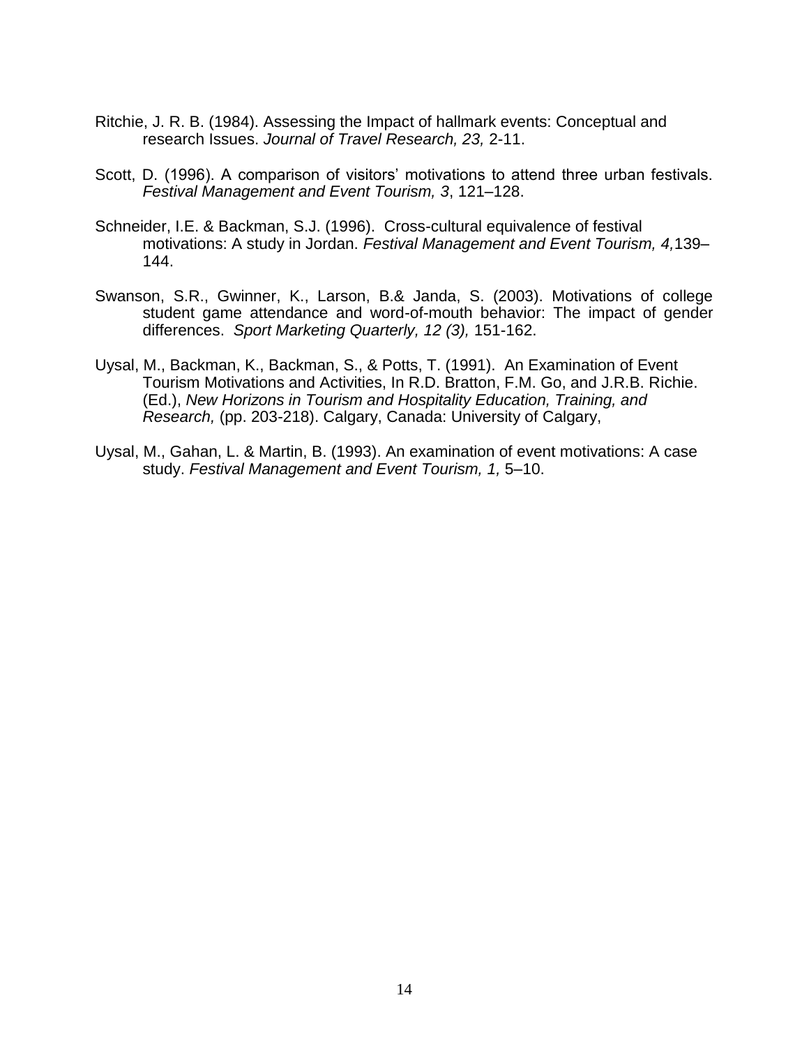Ritchie, J. R. B. (1984). Assessing the Impact of hallmark events: Conceptual and research Issues. *Journal of Travel Research, 23,* 2-11.

Scott, D. (1996). A comparison of visitors' motivations to attend three urban festivals. *Festival Management and Event Tourism, 3*, 121–128.

Schneider, I.E. & Backman, S.J. (1996). Cross-cultural equivalence of festival motivations: A study in Jordan. *Festival Management and Event Tourism, 4,*139–144.

Swanson, S.R., Gwinner, K., Larson, B.& Janda, S. (2003). Motivations of college student game attendance and word-of-mouth behavior: The impact of gender differences. *Sport Marketing Quarterly, 12 (3),* 151-162.

Uysal, M., Backman, K., Backman, S., & Potts, T. (1991). An Examination of Event Tourism Motivations and Activities, In R.D. Bratton, F.M. Go, and J.R.B. Richie. (Ed.), *New Horizons in Tourism and Hospitality Education, Training, and Research,* (pp. 203-218). Calgary, Canada: University of Calgary,

Uysal, M., Gahan, L. & Martin, B. (1993). An examination of event motivations: A case study. *Festival Management and Event Tourism, 1,* 5–10.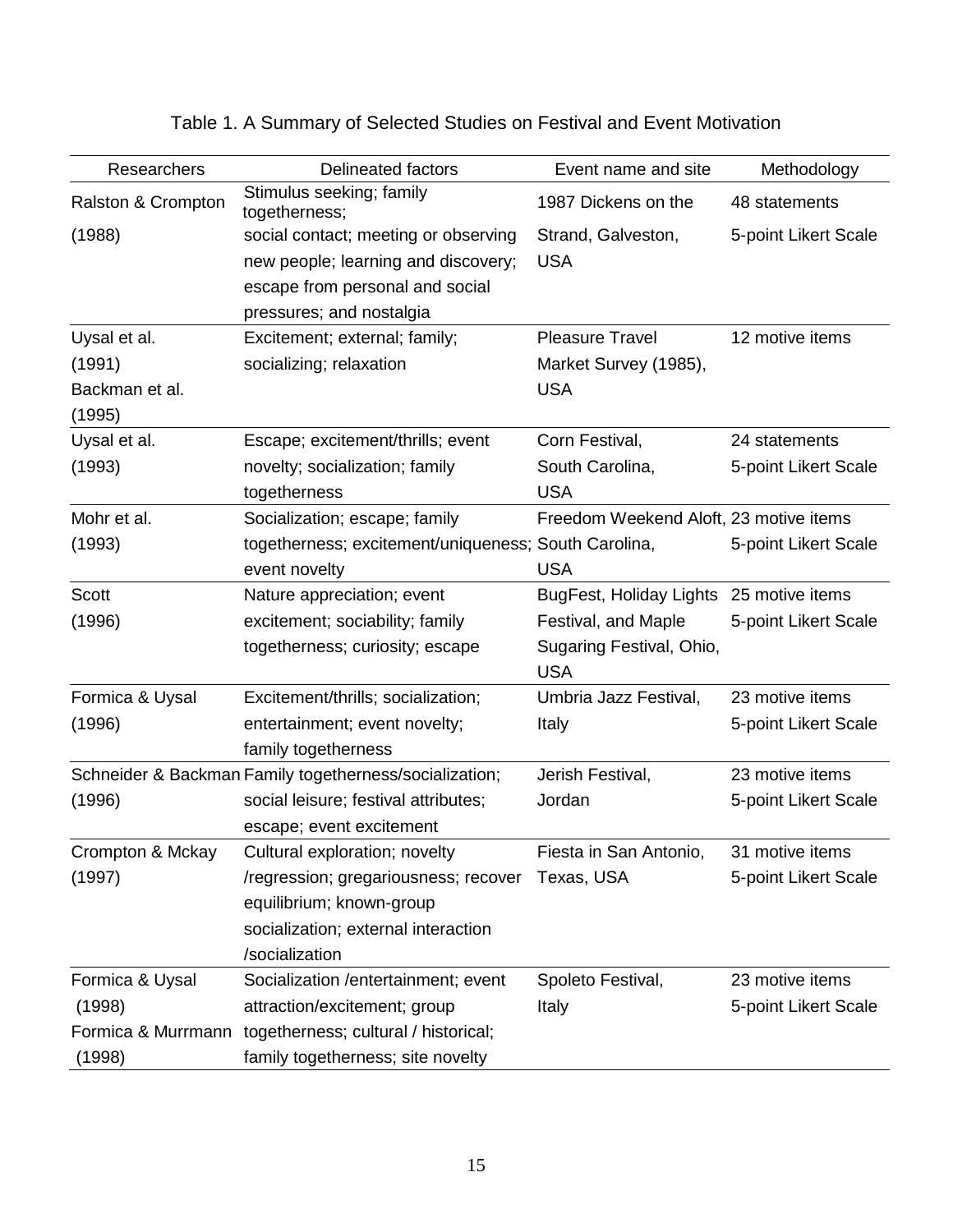Table 1. A Summary of Selected Studies on Festival and Event Motivation

| Researchers | Delineated factors | Event name and site | Methodology |
|---|---|---|---|
| Ralston & Crompton (1988) | Stimulus seeking; family togetherness; social contact; meeting or observing new people; learning and discovery; escape from personal and social pressures; and nostalgia | 1987 Dickens on the Strand, Galveston, USA | 48 statements 5-point Likert Scale |
| Uysal et al. (1991) Backman et al. (1995) | Excitement; external; family; socializing; relaxation | Pleasure Travel Market Survey (1985), USA | 12 motive items |
| Uysal et al. (1993) | Escape; excitement/thrills; event novelty; socialization; family togetherness | Corn Festival, South Carolina, USA | 24 statements 5-point Likert Scale |
| Mohr et al. (1993) | Socialization; escape; family togetherness; excitement/uniqueness; event novelty | Freedom Weekend Aloft, South Carolina, USA | 23 motive items 5-point Likert Scale |
| Scott (1996) | Nature appreciation; event excitement; sociability; family togetherness; curiosity; escape | BugFest, Holiday Lights Festival, and Maple Sugaring Festival, Ohio, USA | 25 motive items 5-point Likert Scale |
| Formica & Uysal (1996) | Excitement/thrills; socialization; entertainment; event novelty; family togetherness | Umbria Jazz Festival, Italy | 23 motive items 5-point Likert Scale |
| Schneider & Backman (1996) | Family togetherness/socialization; social leisure; festival attributes; escape; event excitement | Jerish Festival, Jordan | 23 motive items 5-point Likert Scale |
| Crompton & Mckay (1997) | Cultural exploration; novelty /regression; gregariousness; recover equilibrium; known-group socialization; external interaction /socialization | Fiesta in San Antonio, Texas, USA | 31 motive items 5-point Likert Scale |
| Formica & Uysal (1998) Formica & Murrmann (1998) | Socialization /entertainment; event attraction/excitement; group togetherness; cultural / historical; family togetherness; site novelty | Spoleto Festival, Italy | 23 motive items 5-point Likert Scale |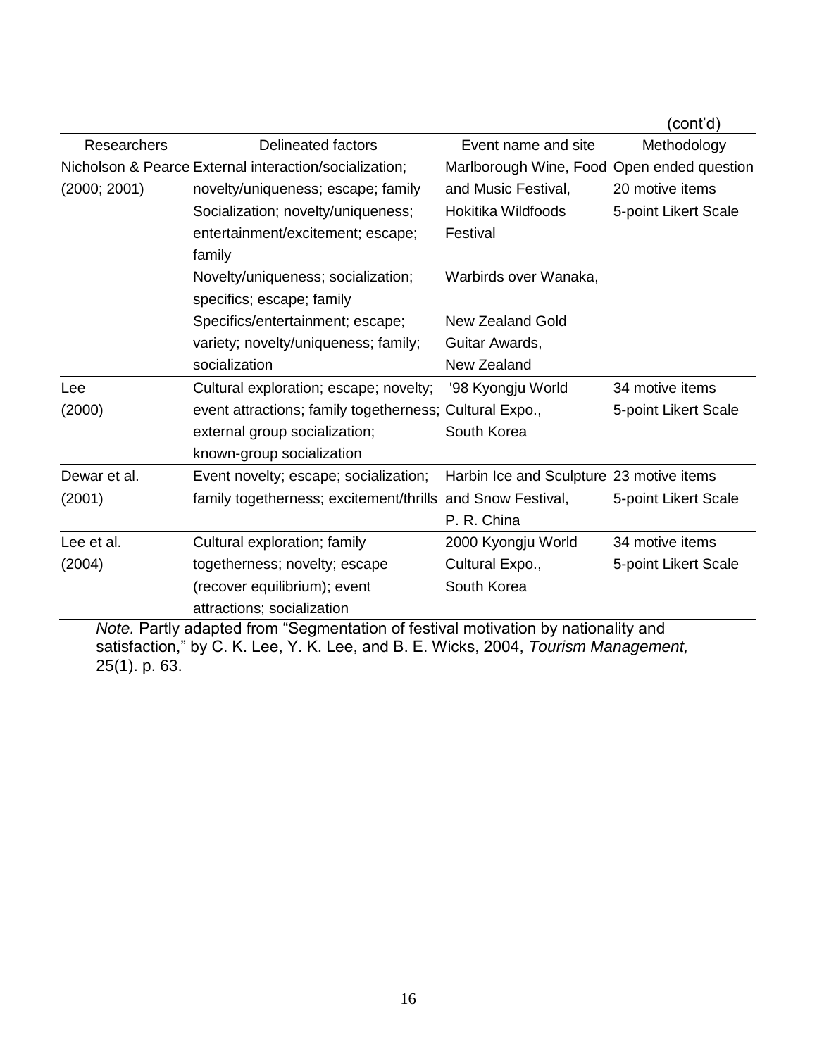(cont'd)

| Researchers | Delineated factors | Event name and site | Methodology |
|---|---|---|---|
| Nicholson & Pearce (2000; 2001) | External interaction/socialization; novelty/uniqueness; escape; family | Marlborough Wine, Food and Music Festival, | Open ended question 20 motive items 5-point Likert Scale |
| | Socialization; novelty/uniqueness; entertainment/excitement; escape; family | Hokitika Wildfoods Festival | |
| | Novelty/uniqueness; socialization; specifics; escape; family | Warbirds over Wanaka, | |
| | Specifics/entertainment; escape; variety; novelty/uniqueness; family; socialization | New Zealand Gold Guitar Awards, New Zealand | |
| Lee (2000) | Cultural exploration; escape; novelty; event attractions; family togetherness; external group socialization; known-group socialization | '98 Kyongju World Cultural Expo., South Korea | 34 motive items 5-point Likert Scale |
| Dewar et al. (2001) | Event novelty; escape; socialization; family togetherness; excitement/thrills | Harbin Ice and Sculpture and Snow Festival, P. R. China | 23 motive items 5-point Likert Scale |
| Lee et al. (2004) | Cultural exploration; family togetherness; novelty; escape (recover equilibrium); event attractions; socialization | 2000 Kyongju World Cultural Expo., South Korea | 34 motive items 5-point Likert Scale |

*Note.* Partly adapted from "Segmentation of festival motivation by nationality and satisfaction," by C. K. Lee, Y. K. Lee, and B. E. Wicks, 2004, *Tourism Management,* 25(1). p. 63.